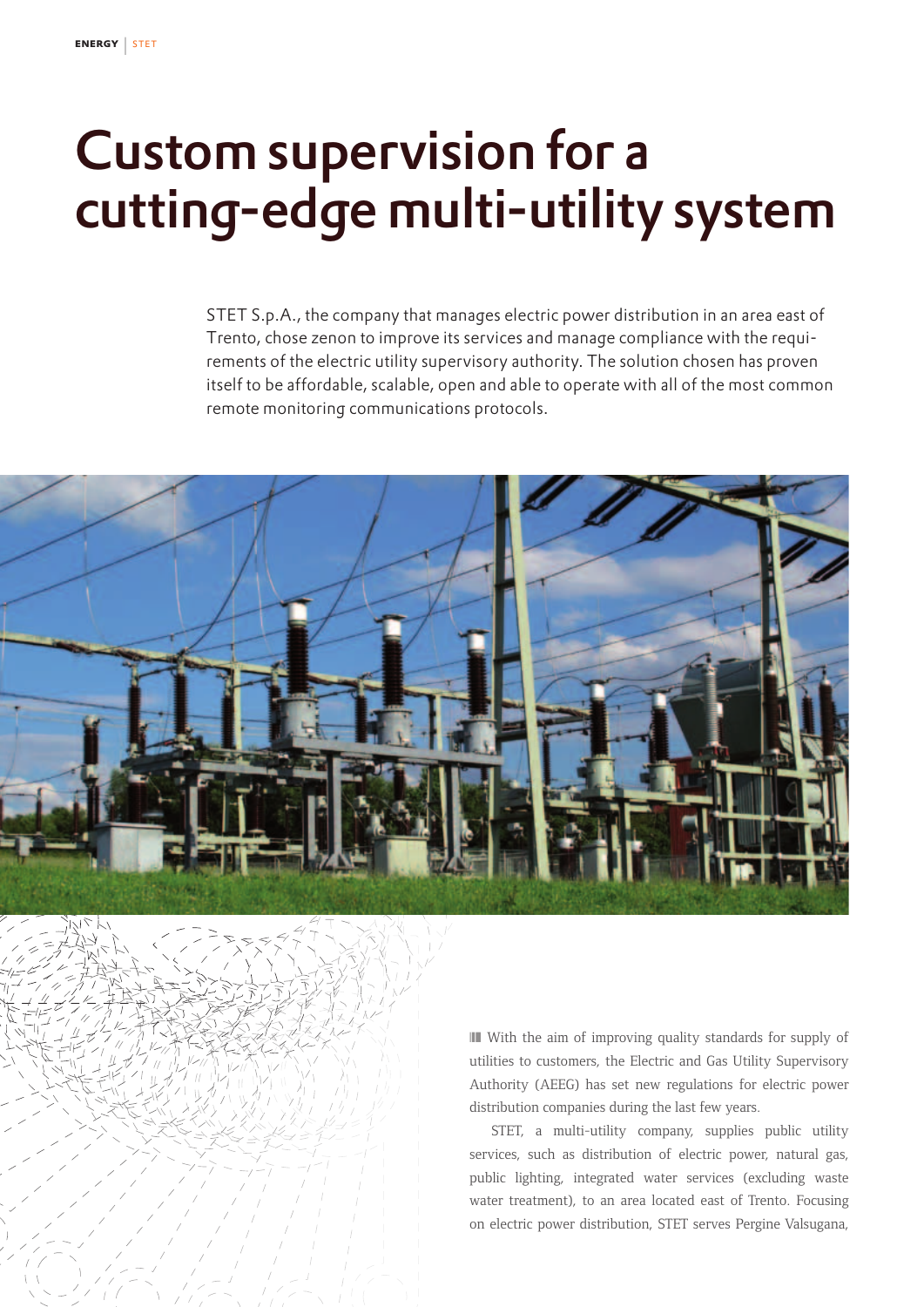# Custom supervision for a cutting-edge multi-utility system

STET S.p.A., the company that manages electric power distribution in an area east of Trento, chose zenon to improve its services and manage compliance with the requirements of the electric utility supervisory authority. The solution chosen has proven itself to be affordable, scalable, open and able to operate with all of the most common remote monitoring communications protocols.

With the aim of improving quality standards for supply of utilities to customers, the Electric and Gas Utility Supervisory Authority (AEEG) has set new regulations for electric power distribution companies during the last few years.

STET, a multi-utility company, supplies public utility services, such as distribution of electric power, natural gas, public lighting, integrated water services (excluding waste water treatment), to an area located east of Trento. Focusing on electric power distribution, STET serves Pergine Valsugana,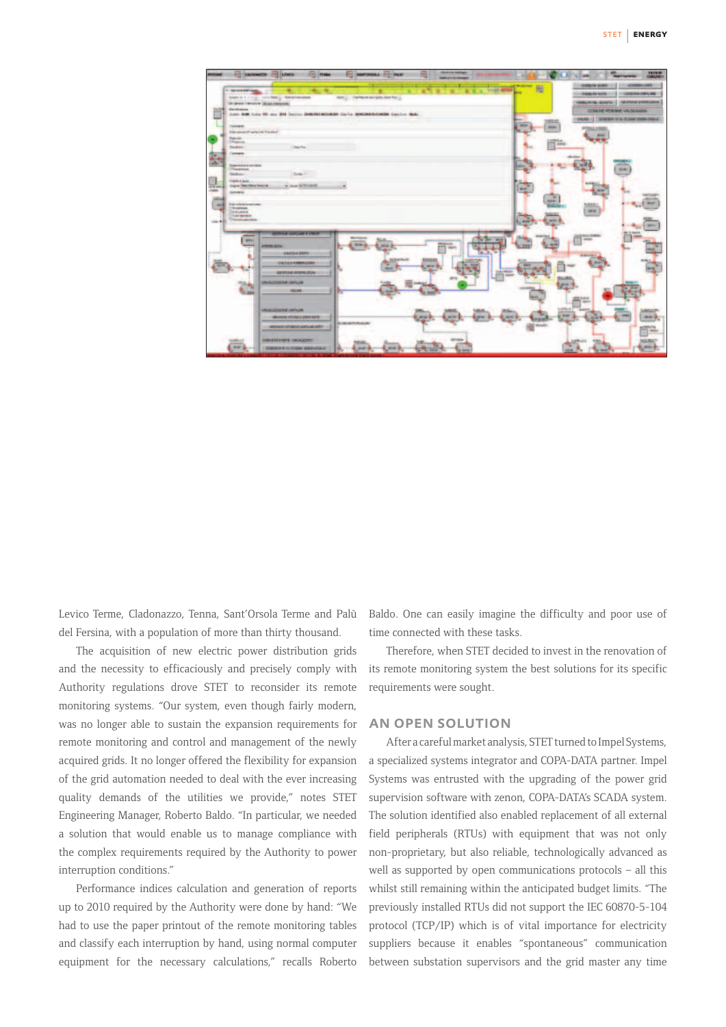Levico Terme, Cladonazzo, Tenna, Sant'Orsola Terme and Palù del Fersina, with a population of more than thirty thousand.

The acquisition of new electric power distribution grids and the necessity to efficaciously and precisely comply with Authority regulations drove STET to reconsider its remote monitoring systems. "Our system, even though fairly modern, was no longer able to sustain the expansion requirements for remote monitoring and control and management of the newly acquired grids. It no longer offered the flexibility for expansion of the grid automation needed to deal with the ever increasing quality demands of the utilities we provide," notes STET Engineering Manager, Roberto Baldo. "In particular, we needed a solution that would enable us to manage compliance with the complex requirements required by the Authority to power interruption conditions."

Performance indices calculation and generation of reports up to 2010 required by the Authority were done by hand: "We had to use the paper printout of the remote monitoring tables and classify each interruption by hand, using normal computer equipment for the necessary calculations," recalls Roberto Baldo. One can easily imagine the difficulty and poor use of time connected with these tasks.

Therefore, when STET decided to invest in the renovation of its remote monitoring system the best solutions for its specific requirements were sought.

## AN OPEN SOLUTION

After a careful market analysis, STET turned to Impel Systems, a specialized systems integrator and COPA-DATA partner. Impel Systems was entrusted with the upgrading of the power grid supervision software with zenon, COPA-DATA's SCADA system. The solution identified also enabled replacement of all external field peripherals (RTUs) with equipment that was not only non-proprietary, but also reliable, technologically advanced as well as supported by open communications protocols – all this whilst still remaining within the anticipated budget limits. "The previously installed RTUs did not support the IEC 60870-5-104 protocol (TCP/IP) which is of vital importance for electricity suppliers because it enables "spontaneous" communication between substation supervisors and the grid master any time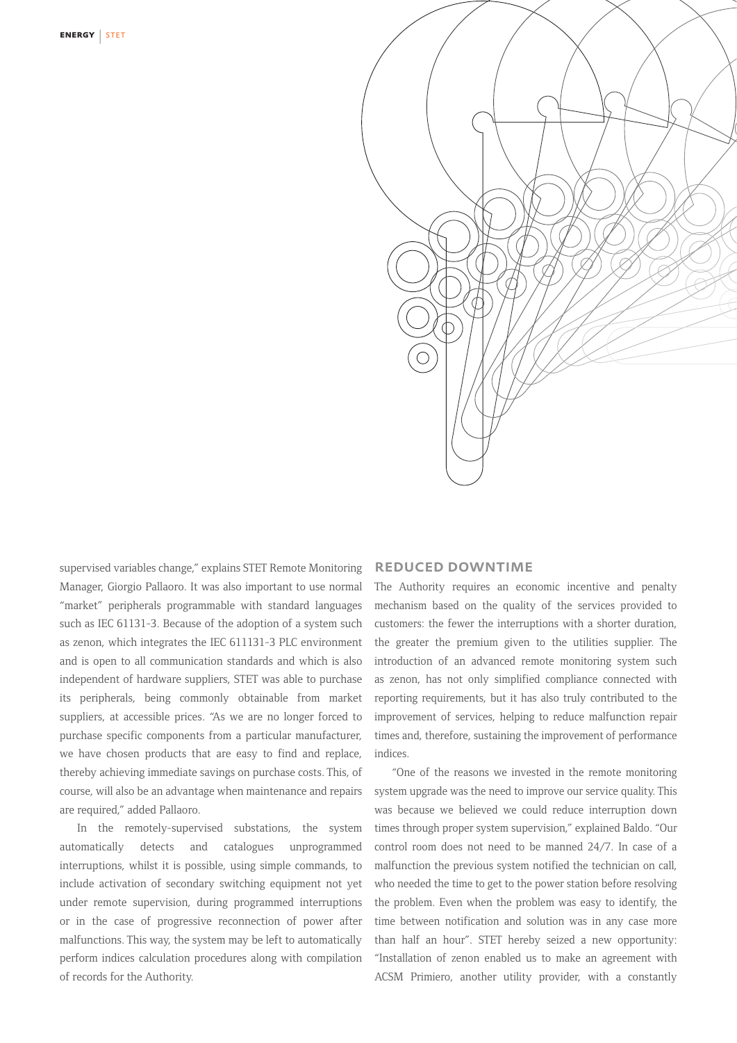supervised variables change," explains STET Remote Monitoring Manager, Giorgio Pallaoro. It was also important to use normal "market" peripherals programmable with standard languages such as IEC 61131-3. Because of the adoption of a system such as zenon, which integrates the IEC 611131-3 PLC environment and is open to all communication standards and which is also independent of hardware suppliers, STET was able to purchase its peripherals, being commonly obtainable from market suppliers, at accessible prices. "As we are no longer forced to purchase specific components from a particular manufacturer, we have chosen products that are easy to find and replace, thereby achieving immediate savings on purchase costs. This, of course, will also be an advantage when maintenance and repairs are required," added Pallaoro.

In the remotely-supervised substations, the system automatically detects and catalogues unprogrammed interruptions, whilst it is possible, using simple commands, to include activation of secondary switching equipment not yet under remote supervision, during programmed interruptions or in the case of progressive reconnection of power after malfunctions. This way, the system may be left to automatically perform indices calculation procedures along with compilation of records for the Authority.

## REDUCED DOWNTIME

The Authority requires an economic incentive and penalty mechanism based on the quality of the services provided to customers: the fewer the interruptions with a shorter duration, the greater the premium given to the utilities supplier. The introduction of an advanced remote monitoring system such as zenon, has not only simplified compliance connected with reporting requirements, but it has also truly contributed to the improvement of services, helping to reduce malfunction repair times and, therefore, sustaining the improvement of performance indices.

"One of the reasons we invested in the remote monitoring system upgrade was the need to improve our service quality. This was because we believed we could reduce interruption down times through proper system supervision," explained Baldo. "Our control room does not need to be manned 24/7. In case of a malfunction the previous system notified the technician on call, who needed the time to get to the power station before resolving the problem. Even when the problem was easy to identify, the time between notification and solution was in any case more than half an hour". STET hereby seized a new opportunity: "Installation of zenon enabled us to make an agreement with ACSM Primiero, another utility provider, with a constantly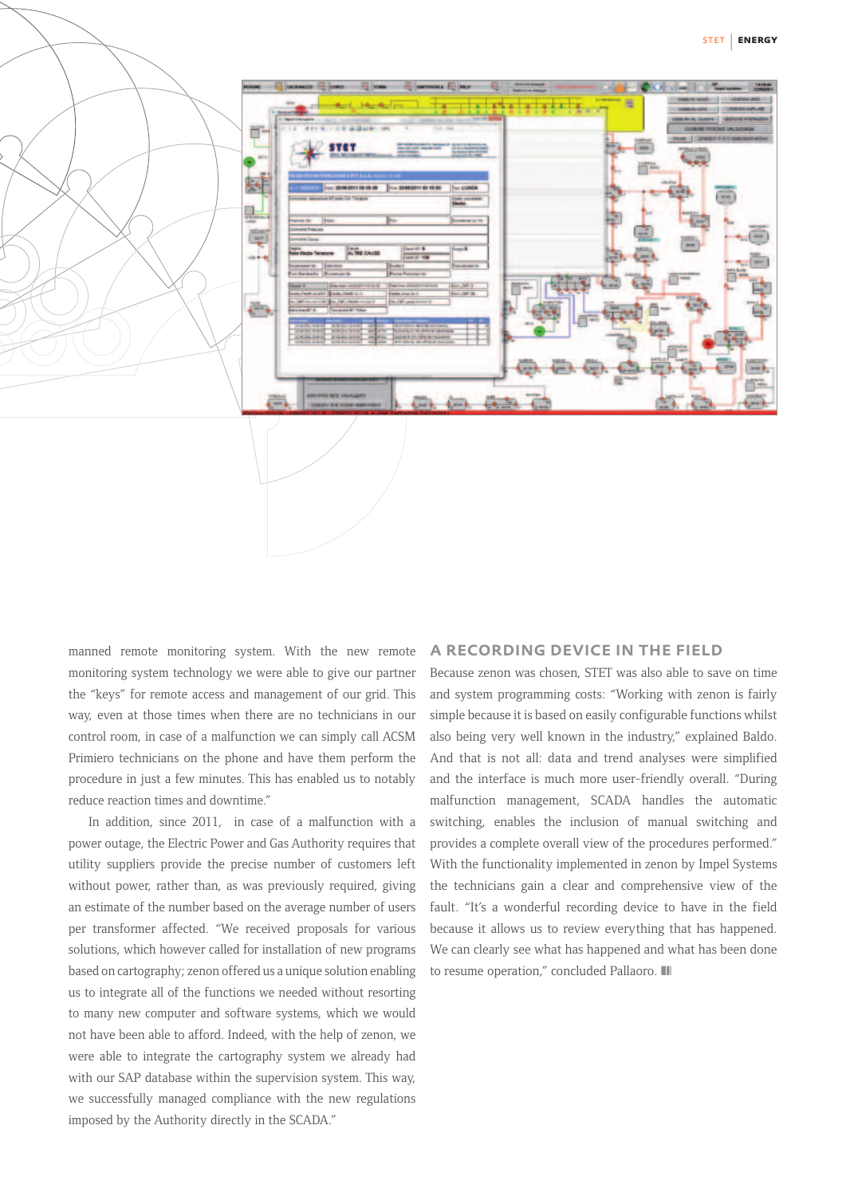manned remote monitoring system. With the new remote monitoring system technology we were able to give our partner the "keys" for remote access and management of our grid. This way, even at those times when there are no technicians in our control room, in case of a malfunction we can simply call ACSM Primiero technicians on the phone and have them perform the procedure in just a few minutes. This has enabled us to notably reduce reaction times and downtime."

In addition, since 2011, in case of a malfunction with a power outage, the Electric Power and Gas Authority requires that utility suppliers provide the precise number of customers left without power, rather than, as was previously required, giving an estimate of the number based on the average number of users per transformer affected. "We received proposals for various solutions, which however called for installation of new programs based on cartography; zenon offered us a unique solution enabling us to integrate all of the functions we needed without resorting to many new computer and software systems, which we would not have been able to afford. Indeed, with the help of zenon, we were able to integrate the cartography system we already had with our SAP database within the supervision system. This way, we successfully managed compliance with the new regulations imposed by the Authority directly in the SCADA."

## A RECORDING DEVICE IN THE FIELD

Because zenon was chosen, STET was also able to save on time and system programming costs: "Working with zenon is fairly simple because it is based on easily configurable functions whilst also being very well known in the industry," explained Baldo. And that is not all: data and trend analyses were simplified and the interface is much more user-friendly overall. "During malfunction management, SCADA handles the automatic switching, enables the inclusion of manual switching and provides a complete overall view of the procedures performed." With the functionality implemented in zenon by Impel Systems the technicians gain a clear and comprehensive view of the fault. "It's a wonderful recording device to have in the field because it allows us to review everything that has happened. We can clearly see what has happened and what has been done to resume operation," concluded Pallaoro.